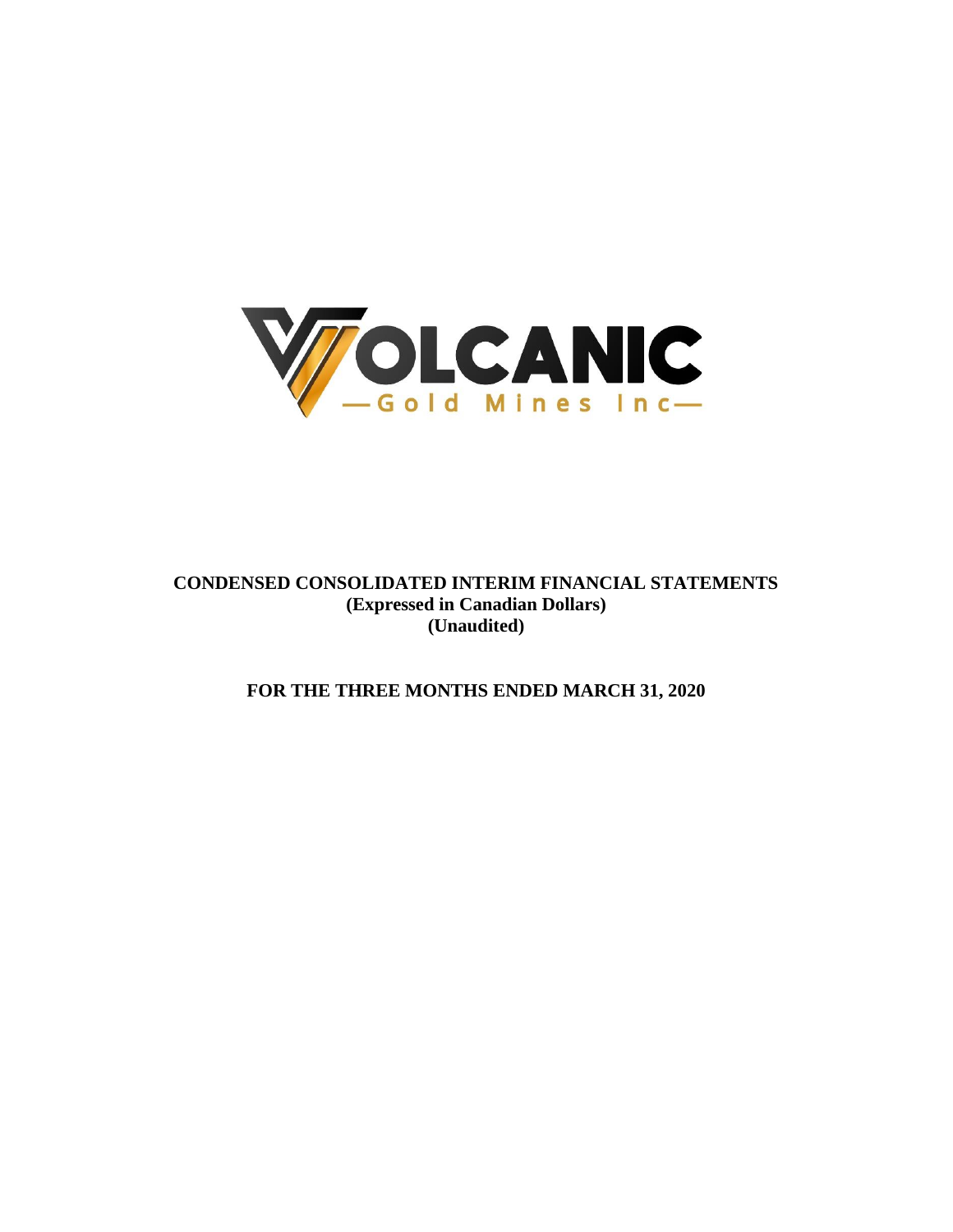VOLCANIC

—Gold Mines Inc—

**CONDENSED CONSOLIDATED INTERIM FINANCIAL STATEMENTS**
**(Expressed in Canadian Dollars)**
**(Unaudited)**

**FOR THE THREE MONTHS ENDED MARCH 31, 2020**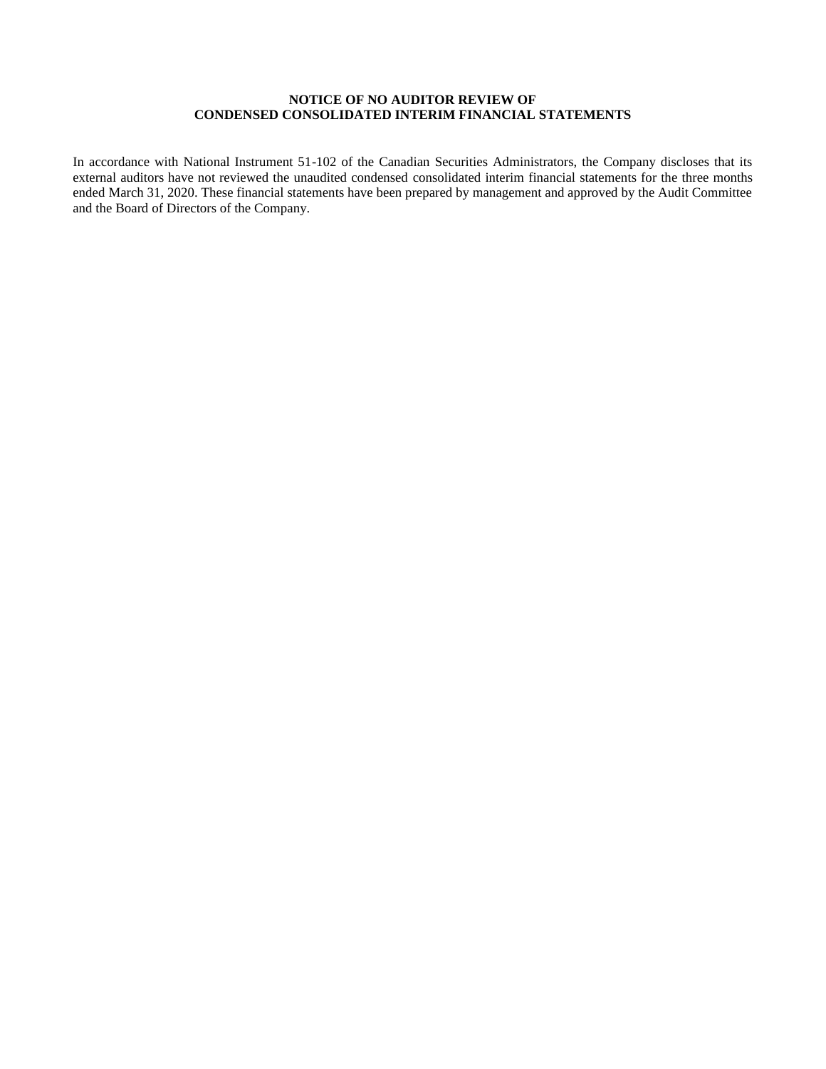**NOTICE OF NO AUDITOR REVIEW OF**
**CONDENSED CONSOLIDATED INTERIM FINANCIAL STATEMENTS**

In accordance with National Instrument 51-102 of the Canadian Securities Administrators, the Company discloses that its external auditors have not reviewed the unaudited condensed consolidated interim financial statements for the three months ended March 31, 2020. These financial statements have been prepared by management and approved by the Audit Committee and the Board of Directors of the Company.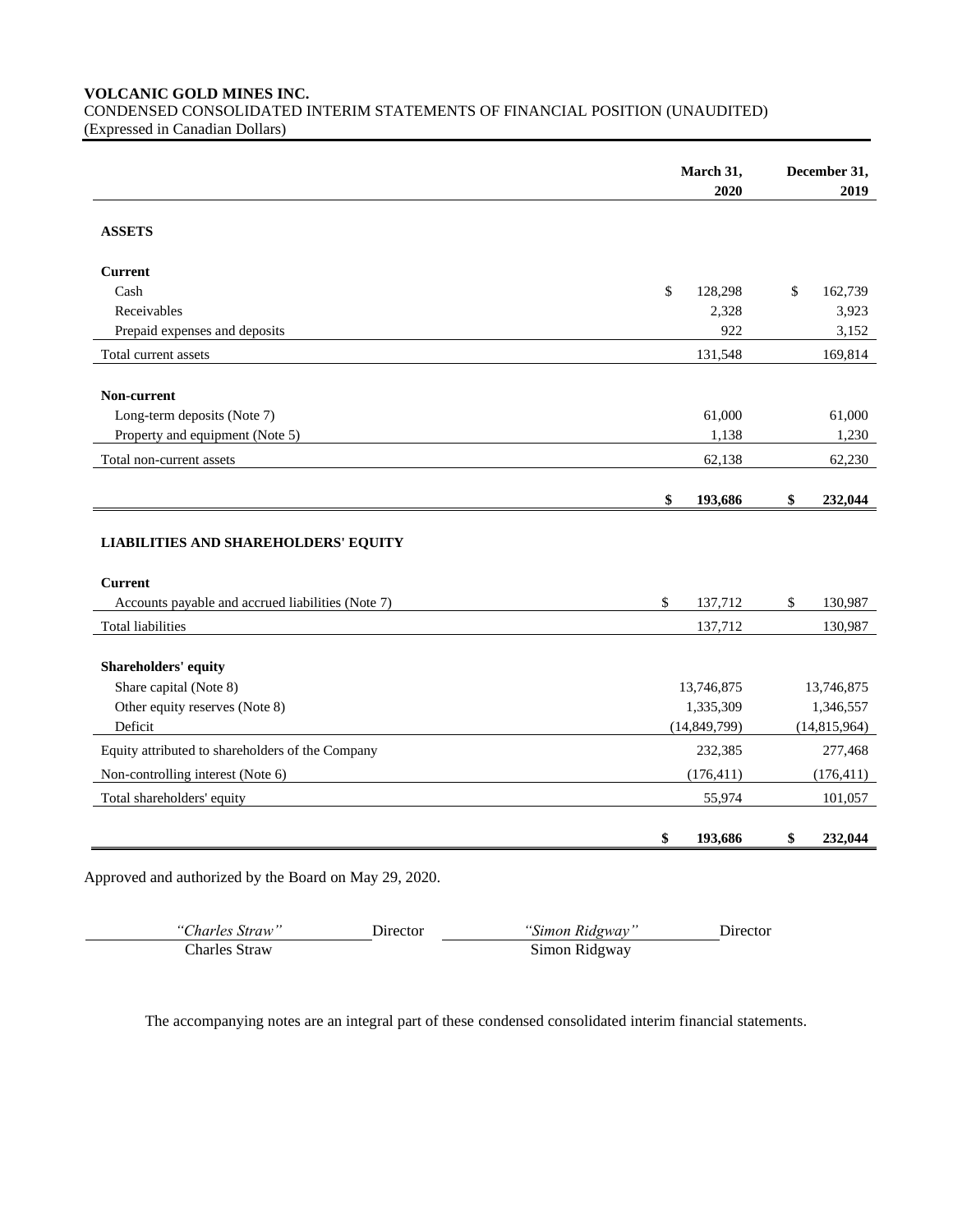**VOLCANIC GOLD MINES INC.**
CONDENSED CONSOLIDATED INTERIM STATEMENTS OF FINANCIAL POSITION (UNAUDITED)
(Expressed in Canadian Dollars)

| | March 31, 2020 | December 31, 2019 |
|---|---|---|
| **ASSETS** | | |
| **Current** | | |
| Cash | $ 128,298 | $ 162,739 |
| Receivables | 2,328 | 3,923 |
| Prepaid expenses and deposits | 922 | 3,152 |
| Total current assets | 131,548 | 169,814 |
| **Non-current** | | |
| Long-term deposits (Note 7) | 61,000 | 61,000 |
| Property and equipment (Note 5) | 1,138 | 1,230 |
| Total non-current assets | 62,138 | 62,230 |
| | **$ 193,686** | **$ 232,044** |
| **LIABILITIES AND SHAREHOLDERS' EQUITY** | | |
| **Current** | | |
| Accounts payable and accrued liabilities (Note 7) | $ 137,712 | $ 130,987 |
| Total liabilities | 137,712 | 130,987 |
| **Shareholders' equity** | | |
| Share capital (Note 8) | 13,746,875 | 13,746,875 |
| Other equity reserves (Note 8) | 1,335,309 | 1,346,557 |
| Deficit | (14,849,799) | (14,815,964) |
| Equity attributed to shareholders of the Company | 232,385 | 277,468 |
| Non-controlling interest (Note 6) | (176,411) | (176,411) |
| Total shareholders' equity | 55,974 | 101,057 |
| | **$ 193,686** | **$ 232,044** |

Approved and authorized by the Board on May 29, 2020.

| *"Charles Straw"* | Director | *"Simon Ridgway"* | Director |
|---|---|---|---|
| Charles Straw | | Simon Ridgway | |

The accompanying notes are an integral part of these condensed consolidated interim financial statements.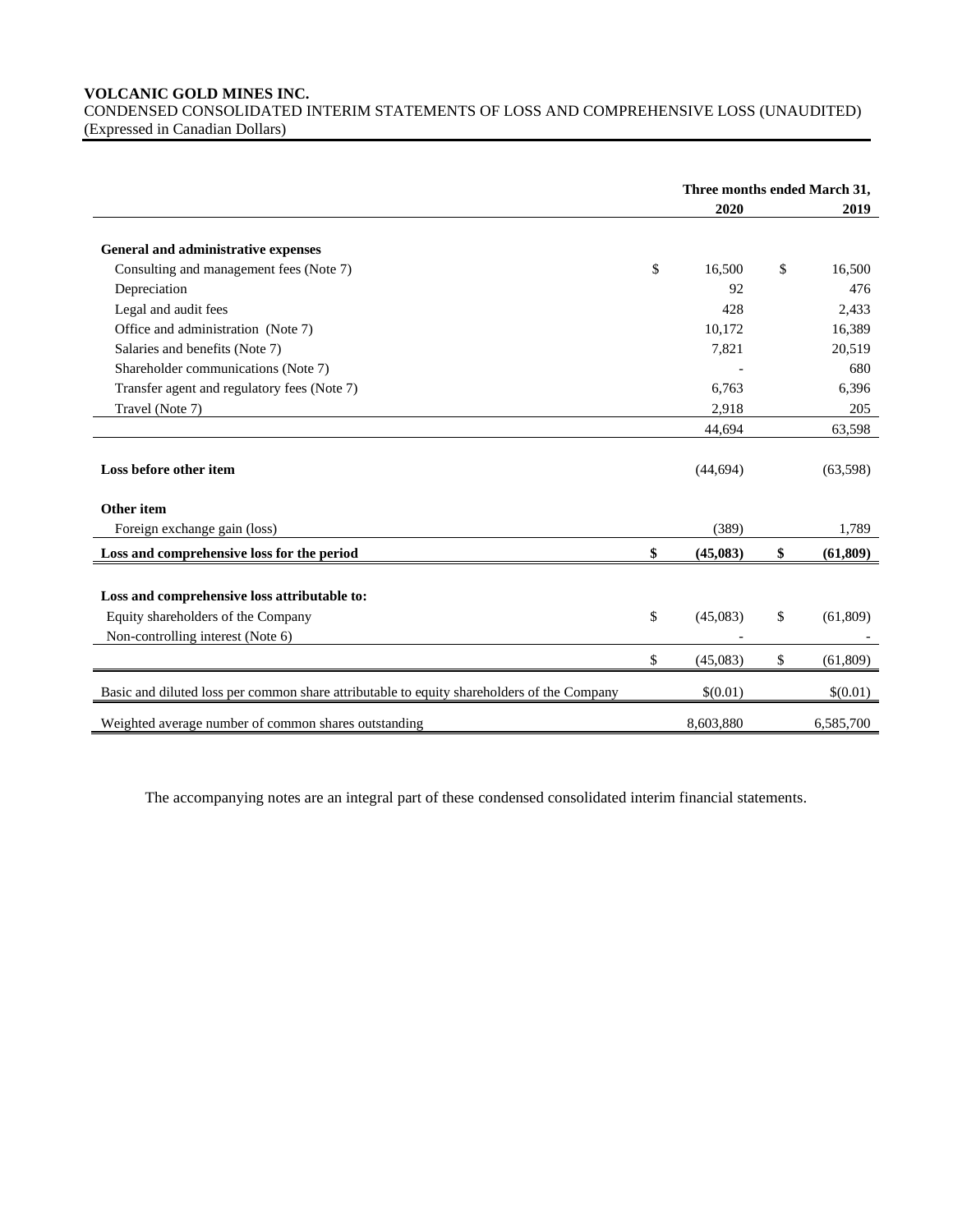**VOLCANIC GOLD MINES INC.**
CONDENSED CONSOLIDATED INTERIM STATEMENTS OF LOSS AND COMPREHENSIVE LOSS (UNAUDITED)
(Expressed in Canadian Dollars)

| | Three months ended March 31, 2020 | 2019 |
|---|---|---|
| **General and administrative expenses** | | |
| Consulting and management fees (Note 7) | $ 16,500 | $ 16,500 |
| Depreciation | 92 | 476 |
| Legal and audit fees | 428 | 2,433 |
| Office and administration (Note 7) | 10,172 | 16,389 |
| Salaries and benefits (Note 7) | 7,821 | 20,519 |
| Shareholder communications (Note 7) | - | 680 |
| Transfer agent and regulatory fees (Note 7) | 6,763 | 6,396 |
| Travel (Note 7) | 2,918 | 205 |
| | 44,694 | 63,598 |
| **Loss before other item** | (44,694) | (63,598) |
| **Other item** | | |
| Foreign exchange gain (loss) | (389) | 1,789 |
| **Loss and comprehensive loss for the period** | **$ (45,083)** | **$ (61,809)** |
| **Loss and comprehensive loss attributable to:** | | |
| Equity shareholders of the Company | $ (45,083) | $ (61,809) |
| Non-controlling interest (Note 6) | - | - |
| | $ (45,083) | $ (61,809) |
| Basic and diluted loss per common share attributable to equity shareholders of the Company | $(0.01) | $(0.01) |
| Weighted average number of common shares outstanding | 8,603,880 | 6,585,700 |

The accompanying notes are an integral part of these condensed consolidated interim financial statements.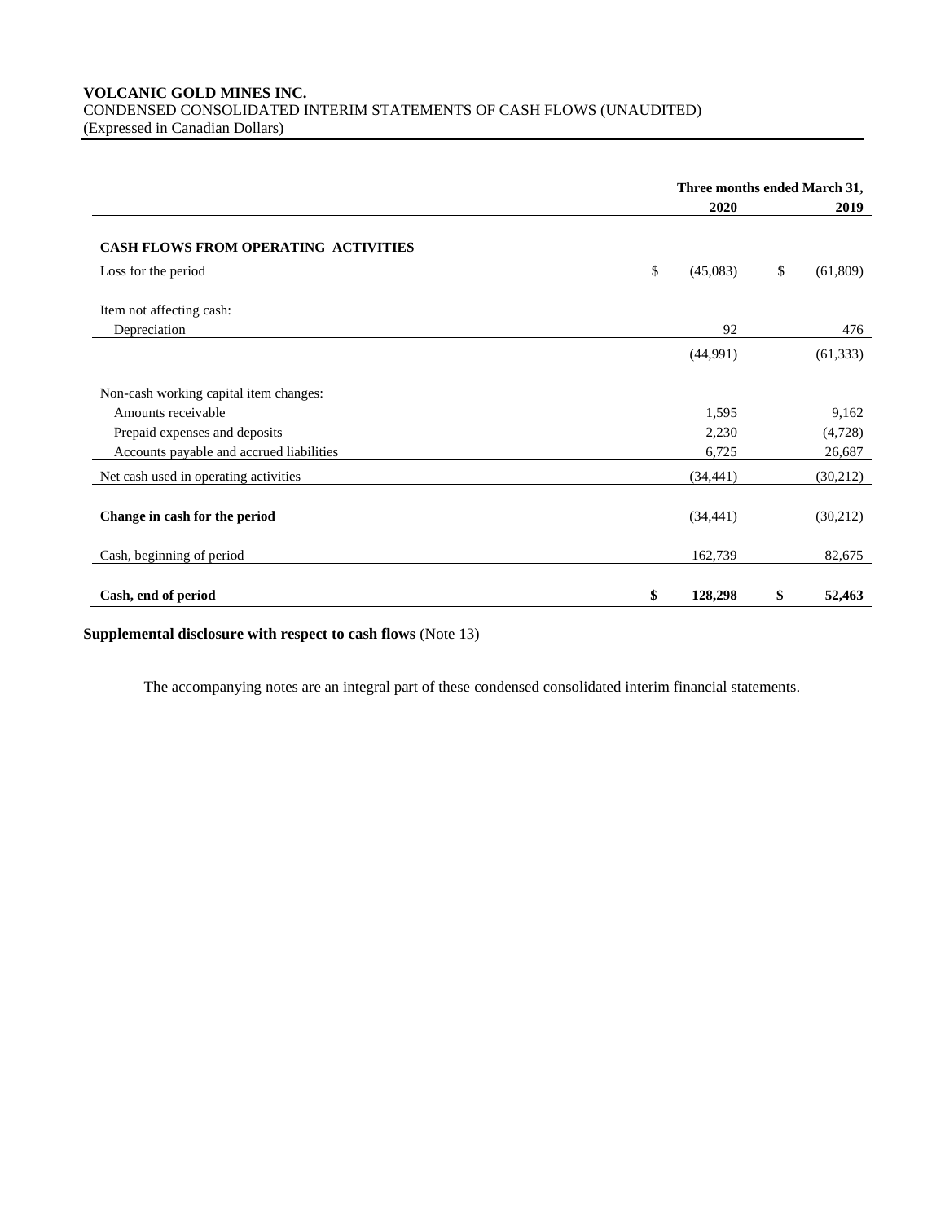**VOLCANIC GOLD MINES INC.**
CONDENSED CONSOLIDATED INTERIM STATEMENTS OF CASH FLOWS (UNAUDITED)
(Expressed in Canadian Dollars)

| | Three months ended March 31, | |
|---|---|---|
| | **2020** | **2019** |
| **CASH FLOWS FROM OPERATING ACTIVITIES** | | |
| Loss for the period | $ (45,083) | $ (61,809) |
| Item not affecting cash: | | |
| Depreciation | 92 | 476 |
| | (44,991) | (61,333) |
| Non-cash working capital item changes: | | |
| Amounts receivable | 1,595 | 9,162 |
| Prepaid expenses and deposits | 2,230 | (4,728) |
| Accounts payable and accrued liabilities | 6,725 | 26,687 |
| Net cash used in operating activities | (34,441) | (30,212) |
| **Change in cash for the period** | (34,441) | (30,212) |
| Cash, beginning of period | 162,739 | 82,675 |
| **Cash, end of period** | **$ 128,298** | **$ 52,463** |

**Supplemental disclosure with respect to cash flows** (Note 13)

The accompanying notes are an integral part of these condensed consolidated interim financial statements.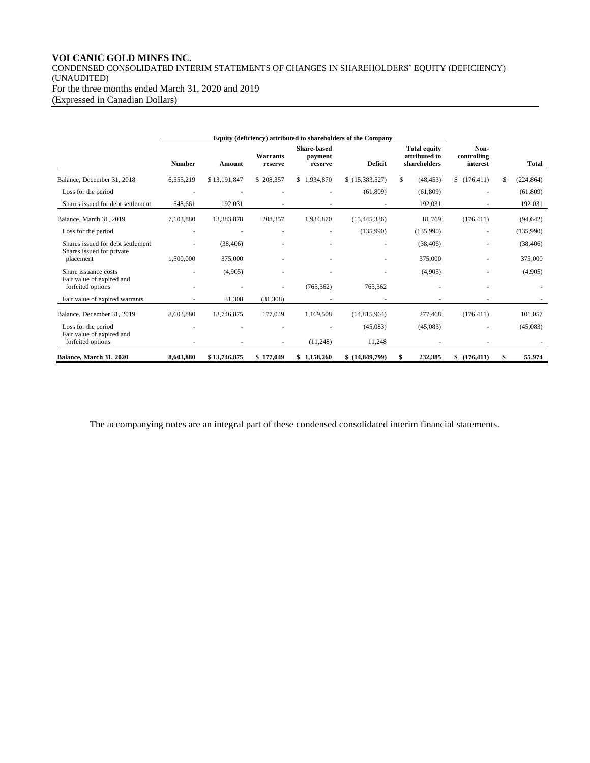**VOLCANIC GOLD MINES INC.**

CONDENSED CONSOLIDATED INTERIM STATEMENTS OF CHANGES IN SHAREHOLDERS' EQUITY (DEFICIENCY) (UNAUDITED)

For the three months ended March 31, 2020 and 2019

(Expressed in Canadian Dollars)

| | Equity (deficiency) attributed to shareholders of the Company | | | | | | | |
|---|---|---|---|---|---|---|---|---|
| | **Number** | **Amount** | **Warrants reserve** | **Share-based payment reserve** | **Deficit** | **Total equity attributed to shareholders** | **Non-controlling interest** | **Total** |
| Balance, December 31, 2018 | 6,555,219 | $ 13,191,847 | $ 208,357 | $ 1,934,870 | $ (15,383,527) | $ (48,453) | $ (176,411) | $ (224,864) |
| Loss for the period | - | - | - | - | (61,809) | (61,809) | - | (61,809) |
| Shares issued for debt settlement | 548,661 | 192,031 | - | - | - | 192,031 | - | 192,031 |
| Balance, March 31, 2019 | 7,103,880 | 13,383,878 | 208,357 | 1,934,870 | (15,445,336) | 81,769 | (176,411) | (94,642) |
| Loss for the period | - | - | - | - | (135,990) | (135,990) | - | (135,990) |
| Shares issued for debt settlement | - | (38,406) | - | - | - | (38,406) | - | (38,406) |
| Shares issued for private placement | 1,500,000 | 375,000 | - | - | - | 375,000 | - | 375,000 |
| Share issuance costs | - | (4,905) | - | - | - | (4,905) | - | (4,905) |
| Fair value of expired and forfeited options | - | - | - | (765,362) | 765,362 | - | - | - |
| Fair value of expired warrants | - | 31,308 | (31,308) | - | - | - | - | - |
| Balance, December 31, 2019 | 8,603,880 | 13,746,875 | 177,049 | 1,169,508 | (14,815,964) | 277,468 | (176,411) | 101,057 |
| Loss for the period | - | - | - | - | (45,083) | (45,083) | - | (45,083) |
| Fair value of expired and forfeited options | - | - | - | (11,248) | 11,248 | - | - | - |
| **Balance, March 31, 2020** | **8,603,880** | **$ 13,746,875** | **$ 177,049** | **$ 1,158,260** | **$ (14,849,799)** | **$ 232,385** | **$ (176,411)** | **$ 55,974** |

The accompanying notes are an integral part of these condensed consolidated interim financial statements.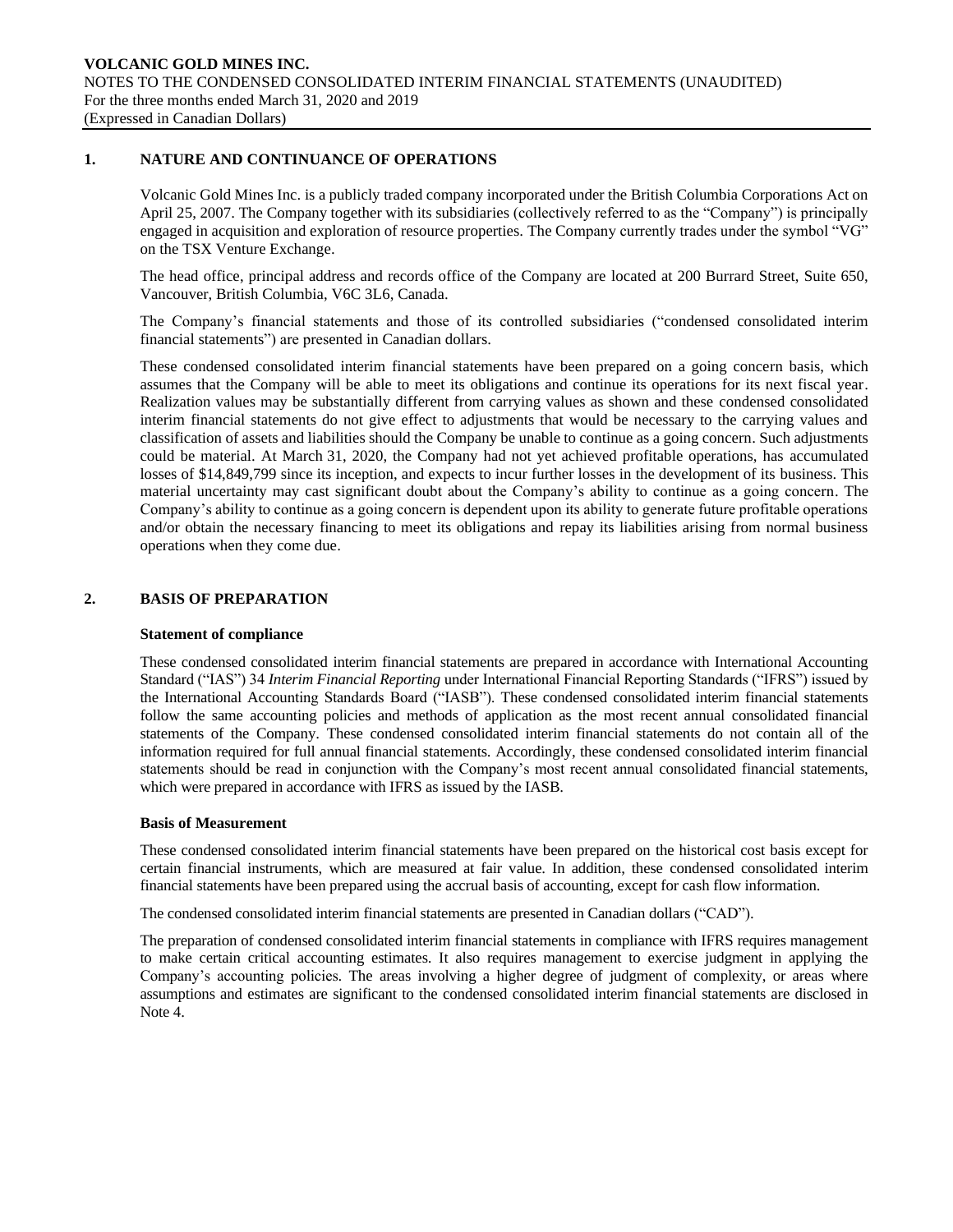## 1. NATURE AND CONTINUANCE OF OPERATIONS

Volcanic Gold Mines Inc. is a publicly traded company incorporated under the British Columbia Corporations Act on April 25, 2007. The Company together with its subsidiaries (collectively referred to as the "Company") is principally engaged in acquisition and exploration of resource properties. The Company currently trades under the symbol "VG" on the TSX Venture Exchange.

The head office, principal address and records office of the Company are located at 200 Burrard Street, Suite 650, Vancouver, British Columbia, V6C 3L6, Canada.

The Company's financial statements and those of its controlled subsidiaries ("condensed consolidated interim financial statements") are presented in Canadian dollars.

These condensed consolidated interim financial statements have been prepared on a going concern basis, which assumes that the Company will be able to meet its obligations and continue its operations for its next fiscal year. Realization values may be substantially different from carrying values as shown and these condensed consolidated interim financial statements do not give effect to adjustments that would be necessary to the carrying values and classification of assets and liabilities should the Company be unable to continue as a going concern. Such adjustments could be material. At March 31, 2020, the Company had not yet achieved profitable operations, has accumulated losses of $14,849,799 since its inception, and expects to incur further losses in the development of its business. This material uncertainty may cast significant doubt about the Company's ability to continue as a going concern. The Company's ability to continue as a going concern is dependent upon its ability to generate future profitable operations and/or obtain the necessary financing to meet its obligations and repay its liabilities arising from normal business operations when they come due.

## 2. BASIS OF PREPARATION

### Statement of compliance

These condensed consolidated interim financial statements are prepared in accordance with International Accounting Standard ("IAS") 34 *Interim Financial Reporting* under International Financial Reporting Standards ("IFRS") issued by the International Accounting Standards Board ("IASB"). These condensed consolidated interim financial statements follow the same accounting policies and methods of application as the most recent annual consolidated financial statements of the Company. These condensed consolidated interim financial statements do not contain all of the information required for full annual financial statements. Accordingly, these condensed consolidated interim financial statements should be read in conjunction with the Company's most recent annual consolidated financial statements, which were prepared in accordance with IFRS as issued by the IASB.

### Basis of Measurement

These condensed consolidated interim financial statements have been prepared on the historical cost basis except for certain financial instruments, which are measured at fair value. In addition, these condensed consolidated interim financial statements have been prepared using the accrual basis of accounting, except for cash flow information.

The condensed consolidated interim financial statements are presented in Canadian dollars ("CAD").

The preparation of condensed consolidated interim financial statements in compliance with IFRS requires management to make certain critical accounting estimates. It also requires management to exercise judgment in applying the Company's accounting policies. The areas involving a higher degree of judgment of complexity, or areas where assumptions and estimates are significant to the condensed consolidated interim financial statements are disclosed in Note 4.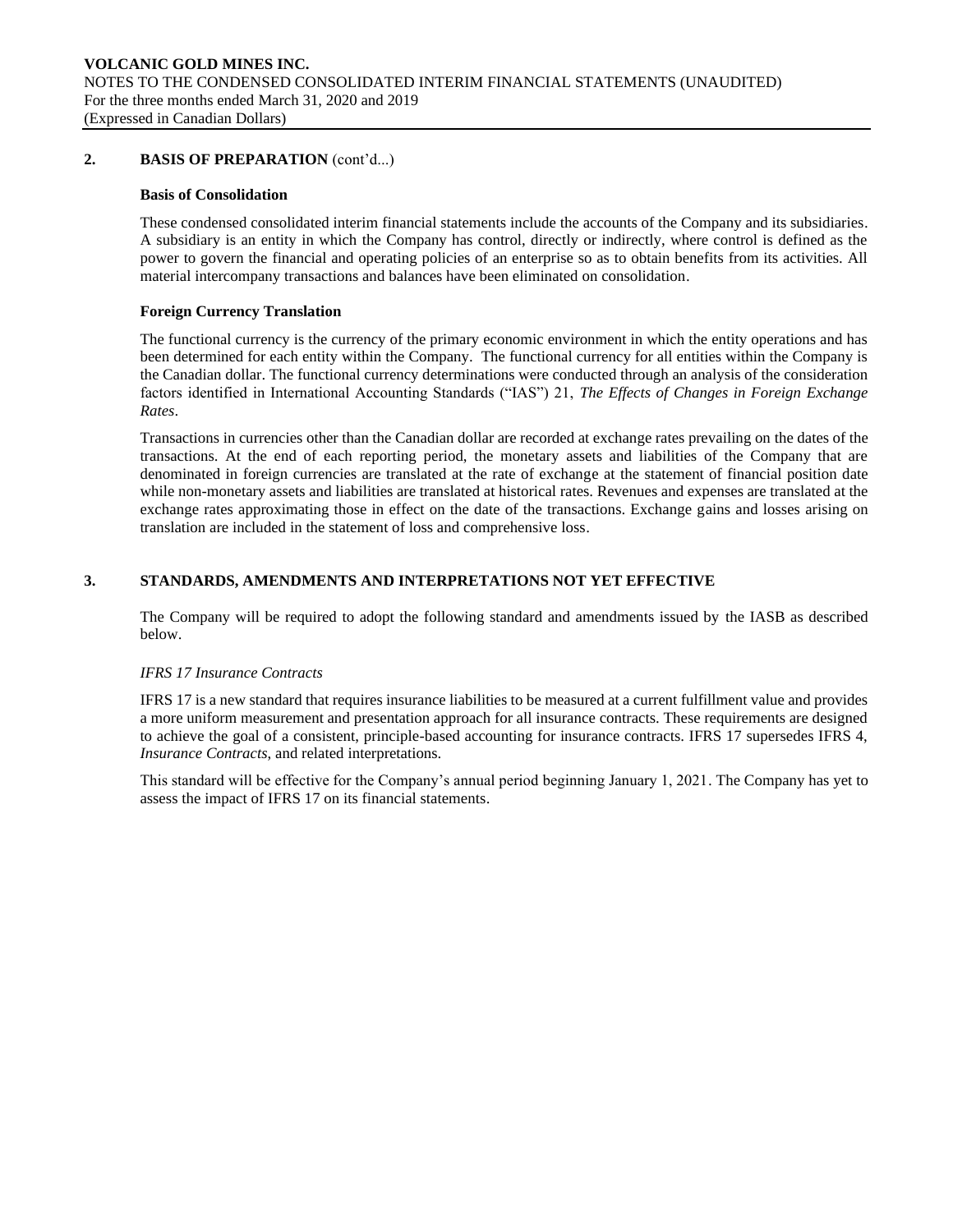## 2. BASIS OF PREPARATION (cont'd...)

### Basis of Consolidation

These condensed consolidated interim financial statements include the accounts of the Company and its subsidiaries. A subsidiary is an entity in which the Company has control, directly or indirectly, where control is defined as the power to govern the financial and operating policies of an enterprise so as to obtain benefits from its activities. All material intercompany transactions and balances have been eliminated on consolidation.

### Foreign Currency Translation

The functional currency is the currency of the primary economic environment in which the entity operations and has been determined for each entity within the Company. The functional currency for all entities within the Company is the Canadian dollar. The functional currency determinations were conducted through an analysis of the consideration factors identified in International Accounting Standards ("IAS") 21, *The Effects of Changes in Foreign Exchange Rates*.

Transactions in currencies other than the Canadian dollar are recorded at exchange rates prevailing on the dates of the transactions. At the end of each reporting period, the monetary assets and liabilities of the Company that are denominated in foreign currencies are translated at the rate of exchange at the statement of financial position date while non-monetary assets and liabilities are translated at historical rates. Revenues and expenses are translated at the exchange rates approximating those in effect on the date of the transactions. Exchange gains and losses arising on translation are included in the statement of loss and comprehensive loss.

## 3. STANDARDS, AMENDMENTS AND INTERPRETATIONS NOT YET EFFECTIVE

The Company will be required to adopt the following standard and amendments issued by the IASB as described below.

*IFRS 17 Insurance Contracts*

IFRS 17 is a new standard that requires insurance liabilities to be measured at a current fulfillment value and provides a more uniform measurement and presentation approach for all insurance contracts. These requirements are designed to achieve the goal of a consistent, principle-based accounting for insurance contracts. IFRS 17 supersedes IFRS 4, *Insurance Contracts*, and related interpretations.

This standard will be effective for the Company's annual period beginning January 1, 2021. The Company has yet to assess the impact of IFRS 17 on its financial statements.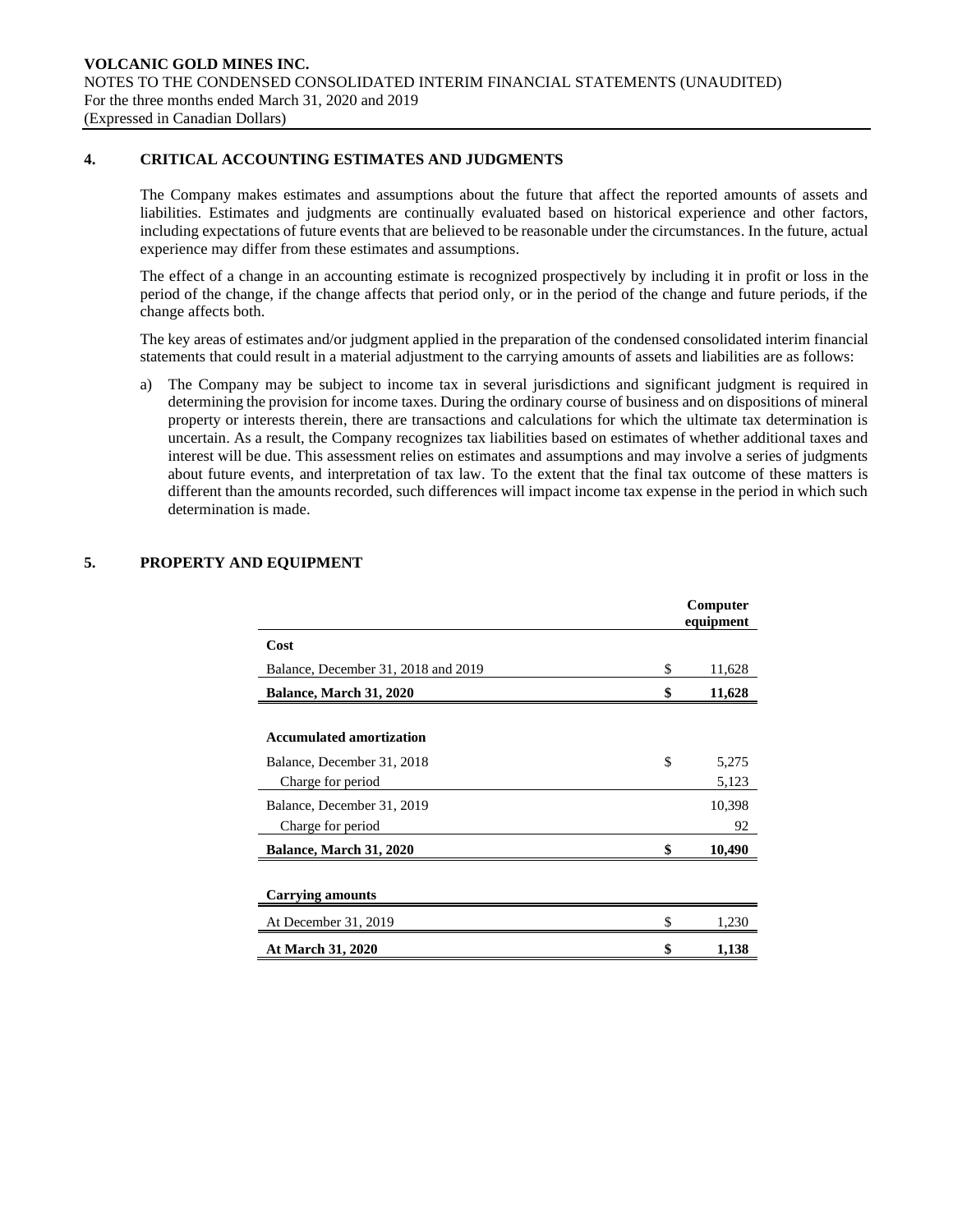## 4. CRITICAL ACCOUNTING ESTIMATES AND JUDGMENTS

The Company makes estimates and assumptions about the future that affect the reported amounts of assets and liabilities. Estimates and judgments are continually evaluated based on historical experience and other factors, including expectations of future events that are believed to be reasonable under the circumstances. In the future, actual experience may differ from these estimates and assumptions.

The effect of a change in an accounting estimate is recognized prospectively by including it in profit or loss in the period of the change, if the change affects that period only, or in the period of the change and future periods, if the change affects both.

The key areas of estimates and/or judgment applied in the preparation of the condensed consolidated interim financial statements that could result in a material adjustment to the carrying amounts of assets and liabilities are as follows:

a) The Company may be subject to income tax in several jurisdictions and significant judgment is required in determining the provision for income taxes. During the ordinary course of business and on dispositions of mineral property or interests therein, there are transactions and calculations for which the ultimate tax determination is uncertain. As a result, the Company recognizes tax liabilities based on estimates of whether additional taxes and interest will be due. This assessment relies on estimates and assumptions and may involve a series of judgments about future events, and interpretation of tax law. To the extent that the final tax outcome of these matters is different than the amounts recorded, such differences will impact income tax expense in the period in which such determination is made.

## 5. PROPERTY AND EQUIPMENT

| | Computer equipment |
|---|---|
| **Cost** | |
| Balance, December 31, 2018 and 2019 | $ 11,628 |
| **Balance, March 31, 2020** | **$ 11,628** |
| | |
| **Accumulated amortization** | |
| Balance, December 31, 2018 | $ 5,275 |
| Charge for period | 5,123 |
| Balance, December 31, 2019 | 10,398 |
| Charge for period | 92 |
| **Balance, March 31, 2020** | **$ 10,490** |
| | |
| **Carrying amounts** | |
| At December 31, 2019 | $ 1,230 |
| **At March 31, 2020** | **$ 1,138** |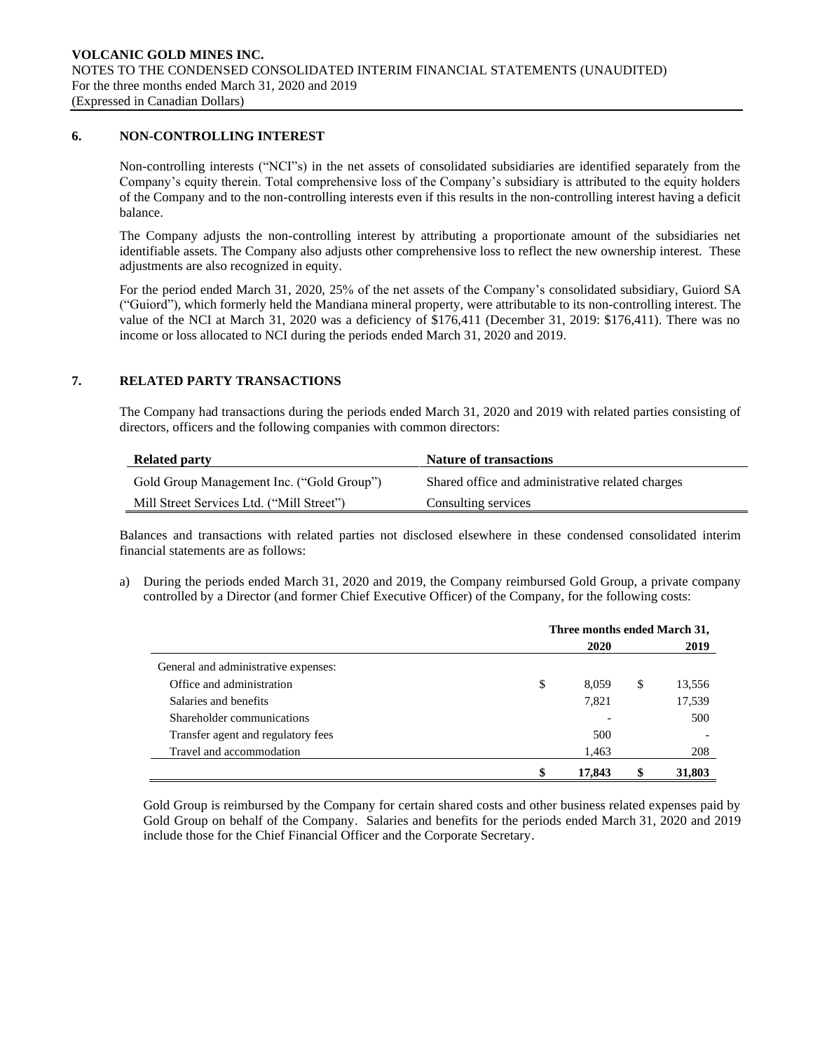## 6. NON-CONTROLLING INTEREST

Non-controlling interests ("NCI"s) in the net assets of consolidated subsidiaries are identified separately from the Company's equity therein. Total comprehensive loss of the Company's subsidiary is attributed to the equity holders of the Company and to the non-controlling interests even if this results in the non-controlling interest having a deficit balance.

The Company adjusts the non-controlling interest by attributing a proportionate amount of the subsidiaries net identifiable assets. The Company also adjusts other comprehensive loss to reflect the new ownership interest. These adjustments are also recognized in equity.

For the period ended March 31, 2020, 25% of the net assets of the Company's consolidated subsidiary, Guiord SA ("Guiord"), which formerly held the Mandiana mineral property, were attributable to its non-controlling interest. The value of the NCI at March 31, 2020 was a deficiency of $176,411 (December 31, 2019: $176,411). There was no income or loss allocated to NCI during the periods ended March 31, 2020 and 2019.

## 7. RELATED PARTY TRANSACTIONS

The Company had transactions during the periods ended March 31, 2020 and 2019 with related parties consisting of directors, officers and the following companies with common directors:

| Related party | Nature of transactions |
|---|---|
| Gold Group Management Inc. ("Gold Group") | Shared office and administrative related charges |
| Mill Street Services Ltd. ("Mill Street") | Consulting services |

Balances and transactions with related parties not disclosed elsewhere in these condensed consolidated interim financial statements are as follows:

a) During the periods ended March 31, 2020 and 2019, the Company reimbursed Gold Group, a private company controlled by a Director (and former Chief Executive Officer) of the Company, for the following costs:

| | Three months ended March 31, | |
|---|---|---|
| | 2020 | 2019 |
| General and administrative expenses: | | |
| Office and administration | $ 8,059 | $ 13,556 |
| Salaries and benefits | 7,821 | 17,539 |
| Shareholder communications | - | 500 |
| Transfer agent and regulatory fees | 500 | - |
| Travel and accommodation | 1,463 | 208 |
| | **$ 17,843** | **$ 31,803** |

Gold Group is reimbursed by the Company for certain shared costs and other business related expenses paid by Gold Group on behalf of the Company. Salaries and benefits for the periods ended March 31, 2020 and 2019 include those for the Chief Financial Officer and the Corporate Secretary.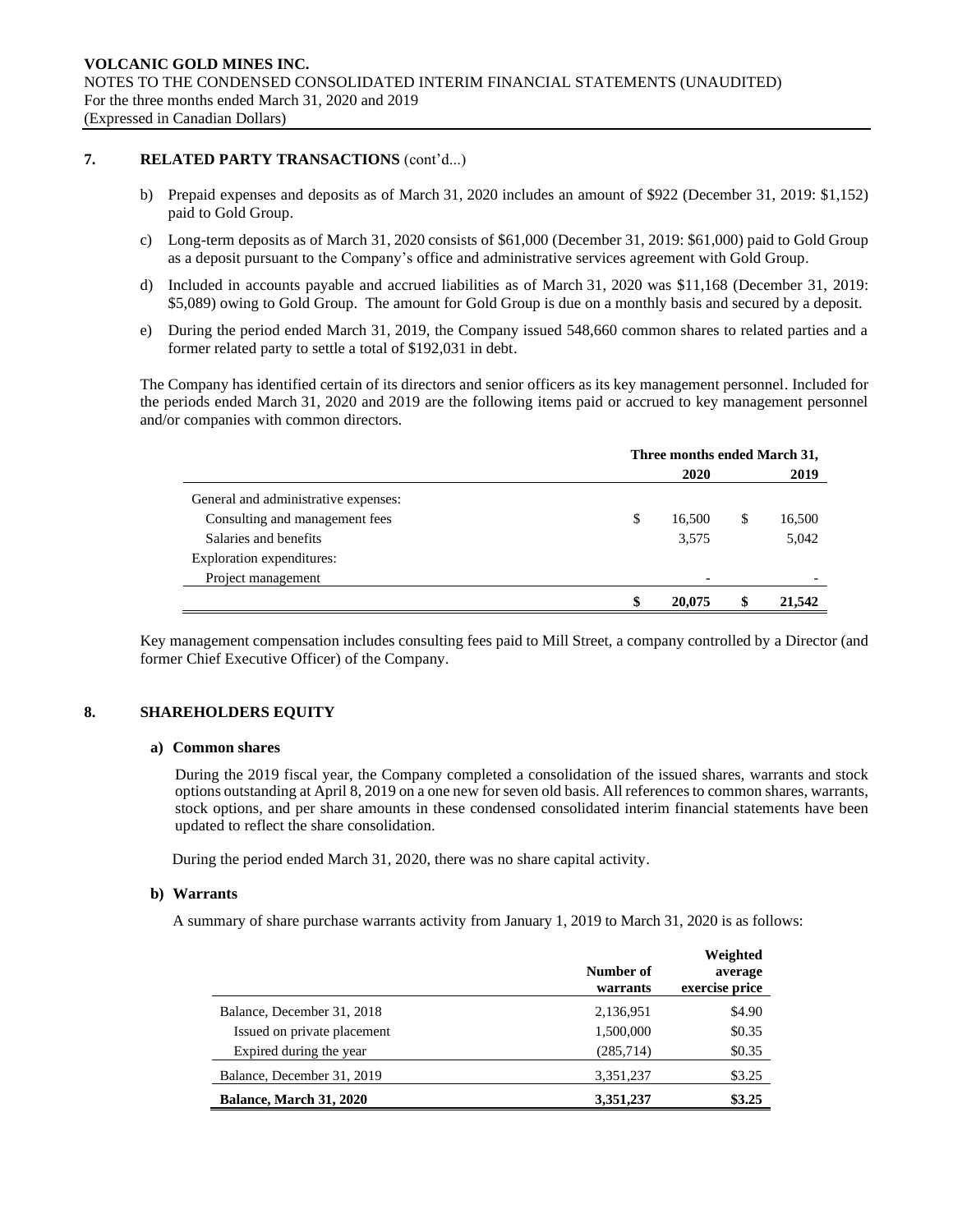## 7. RELATED PARTY TRANSACTIONS (cont'd...)

b) Prepaid expenses and deposits as of March 31, 2020 includes an amount of $922 (December 31, 2019: $1,152) paid to Gold Group.

c) Long-term deposits as of March 31, 2020 consists of $61,000 (December 31, 2019: $61,000) paid to Gold Group as a deposit pursuant to the Company's office and administrative services agreement with Gold Group.

d) Included in accounts payable and accrued liabilities as of March 31, 2020 was $11,168 (December 31, 2019: $5,089) owing to Gold Group. The amount for Gold Group is due on a monthly basis and secured by a deposit.

e) During the period ended March 31, 2019, the Company issued 548,660 common shares to related parties and a former related party to settle a total of $192,031 in debt.

The Company has identified certain of its directors and senior officers as its key management personnel. Included for the periods ended March 31, 2020 and 2019 are the following items paid or accrued to key management personnel and/or companies with common directors.

| | Three months ended March 31, | |
|---|---|---|
| | **2020** | **2019** |
| General and administrative expenses: | | |
| Consulting and management fees | $ 16,500 | $ 16,500 |
| Salaries and benefits | 3,575 | 5,042 |
| Exploration expenditures: | | |
| Project management | - | - |
| | **$ 20,075** | **$ 21,542** |

Key management compensation includes consulting fees paid to Mill Street, a company controlled by a Director (and former Chief Executive Officer) of the Company.

## 8. SHAREHOLDERS EQUITY

### a) Common shares

During the 2019 fiscal year, the Company completed a consolidation of the issued shares, warrants and stock options outstanding at April 8, 2019 on a one new for seven old basis. All references to common shares, warrants, stock options, and per share amounts in these condensed consolidated interim financial statements have been updated to reflect the share consolidation.

During the period ended March 31, 2020, there was no share capital activity.

### b) Warrants

A summary of share purchase warrants activity from January 1, 2019 to March 31, 2020 is as follows:

| | Number of warrants | Weighted average exercise price |
|---|---|---|
| Balance, December 31, 2018 | 2,136,951 | $4.90 |
| Issued on private placement | 1,500,000 | $0.35 |
| Expired during the year | (285,714) | $0.35 |
| Balance, December 31, 2019 | 3,351,237 | $3.25 |
| **Balance, March 31, 2020** | **3,351,237** | **$3.25** |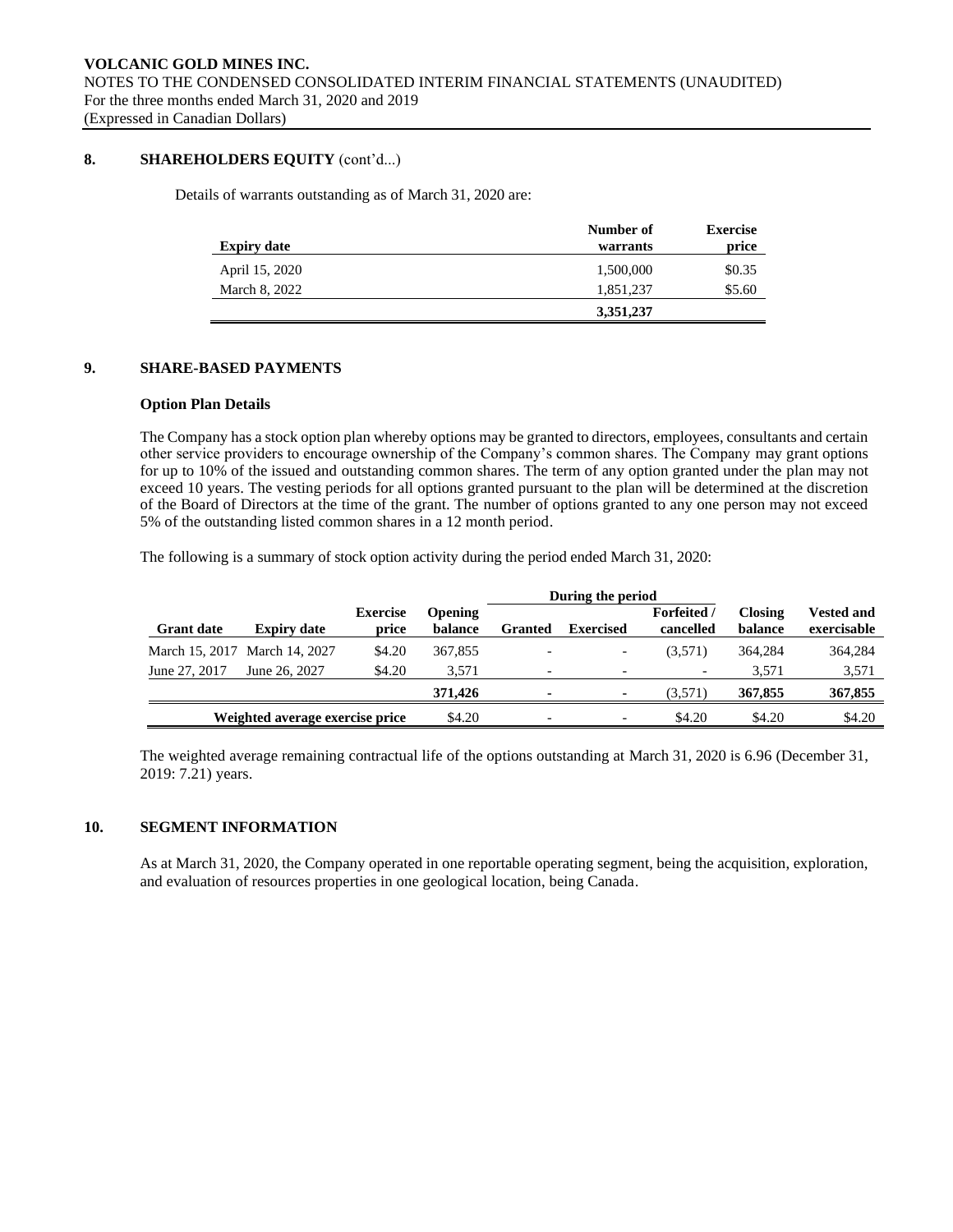## 8. SHAREHOLDERS EQUITY (cont'd...)

Details of warrants outstanding as of March 31, 2020 are:

| Expiry date | Number of warrants | Exercise price |
|---|---|---|
| April 15, 2020 | 1,500,000 | $0.35 |
| March 8, 2022 | 1,851,237 | $5.60 |
| | **3,351,237** | |

## 9. SHARE-BASED PAYMENTS

### Option Plan Details

The Company has a stock option plan whereby options may be granted to directors, employees, consultants and certain other service providers to encourage ownership of the Company's common shares. The Company may grant options for up to 10% of the issued and outstanding common shares. The term of any option granted under the plan may not exceed 10 years. The vesting periods for all options granted pursuant to the plan will be determined at the discretion of the Board of Directors at the time of the grant. The number of options granted to any one person may not exceed 5% of the outstanding listed common shares in a 12 month period.

The following is a summary of stock option activity during the period ended March 31, 2020:

| | | | | During the period | | | | |
|---|---|---|---|---|---|---|---|---|
| Grant date | Expiry date | Exercise price | Opening balance | Granted | Exercised | Forfeited / cancelled | Closing balance | Vested and exercisable |
| March 15, 2017 | March 14, 2027 | $4.20 | 367,855 | - | - | (3,571) | 364,284 | 364,284 |
| June 27, 2017 | June 26, 2027 | $4.20 | 3,571 | - | - | - | 3,571 | 3,571 |
| | | | **371,426** | **-** | **-** | (3,571) | **367,855** | **367,855** |
| | **Weighted average exercise price** | | $4.20 | - | - | $4.20 | $4.20 | $4.20 |

The weighted average remaining contractual life of the options outstanding at March 31, 2020 is 6.96 (December 31, 2019: 7.21) years.

## 10. SEGMENT INFORMATION

As at March 31, 2020, the Company operated in one reportable operating segment, being the acquisition, exploration, and evaluation of resources properties in one geological location, being Canada.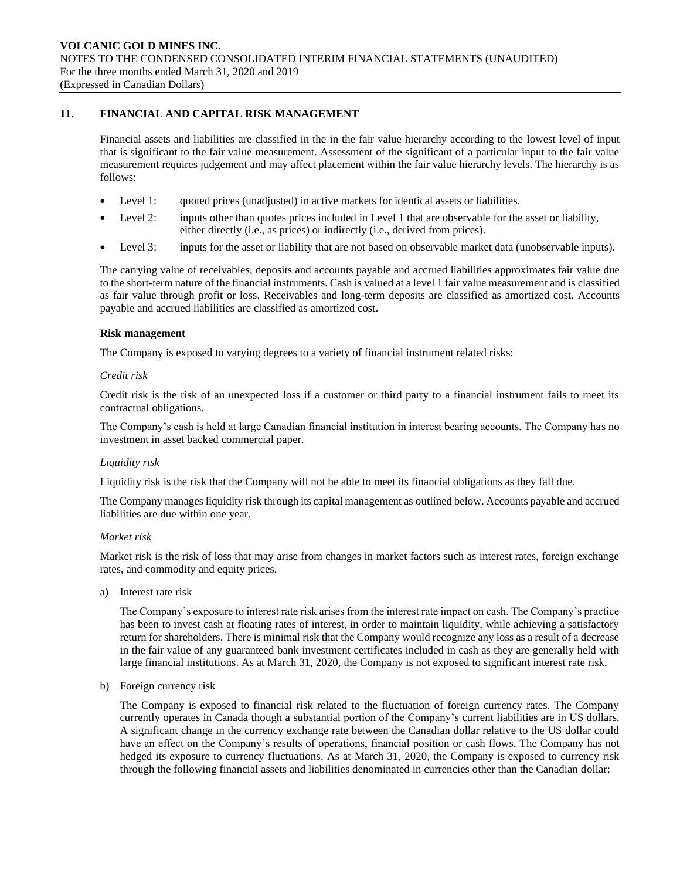## 11. FINANCIAL AND CAPITAL RISK MANAGEMENT

Financial assets and liabilities are classified in the in the fair value hierarchy according to the lowest level of input that is significant to the fair value measurement. Assessment of the significant of a particular input to the fair value measurement requires judgement and may affect placement within the fair value hierarchy levels. The hierarchy is as follows:

- Level 1: quoted prices (unadjusted) in active markets for identical assets or liabilities.
- Level 2: inputs other than quotes prices included in Level 1 that are observable for the asset or liability, either directly (i.e., as prices) or indirectly (i.e., derived from prices).
- Level 3: inputs for the asset or liability that are not based on observable market data (unobservable inputs).

The carrying value of receivables, deposits and accounts payable and accrued liabilities approximates fair value due to the short-term nature of the financial instruments. Cash is valued at a level 1 fair value measurement and is classified as fair value through profit or loss. Receivables and long-term deposits are classified as amortized cost. Accounts payable and accrued liabilities are classified as amortized cost.

**Risk management**

The Company is exposed to varying degrees to a variety of financial instrument related risks:

*Credit risk*

Credit risk is the risk of an unexpected loss if a customer or third party to a financial instrument fails to meet its contractual obligations.

The Company's cash is held at large Canadian financial institution in interest bearing accounts. The Company has no investment in asset backed commercial paper.

*Liquidity risk*

Liquidity risk is the risk that the Company will not be able to meet its financial obligations as they fall due.

The Company manages liquidity risk through its capital management as outlined below. Accounts payable and accrued liabilities are due within one year.

*Market risk*

Market risk is the risk of loss that may arise from changes in market factors such as interest rates, foreign exchange rates, and commodity and equity prices.

a) Interest rate risk

   The Company's exposure to interest rate risk arises from the interest rate impact on cash. The Company's practice has been to invest cash at floating rates of interest, in order to maintain liquidity, while achieving a satisfactory return for shareholders. There is minimal risk that the Company would recognize any loss as a result of a decrease in the fair value of any guaranteed bank investment certificates included in cash as they are generally held with large financial institutions. As at March 31, 2020, the Company is not exposed to significant interest rate risk.

b) Foreign currency risk

   The Company is exposed to financial risk related to the fluctuation of foreign currency rates. The Company currently operates in Canada though a substantial portion of the Company's current liabilities are in US dollars. A significant change in the currency exchange rate between the Canadian dollar relative to the US dollar could have an effect on the Company's results of operations, financial position or cash flows. The Company has not hedged its exposure to currency fluctuations. As at March 31, 2020, the Company is exposed to currency risk through the following financial assets and liabilities denominated in currencies other than the Canadian dollar: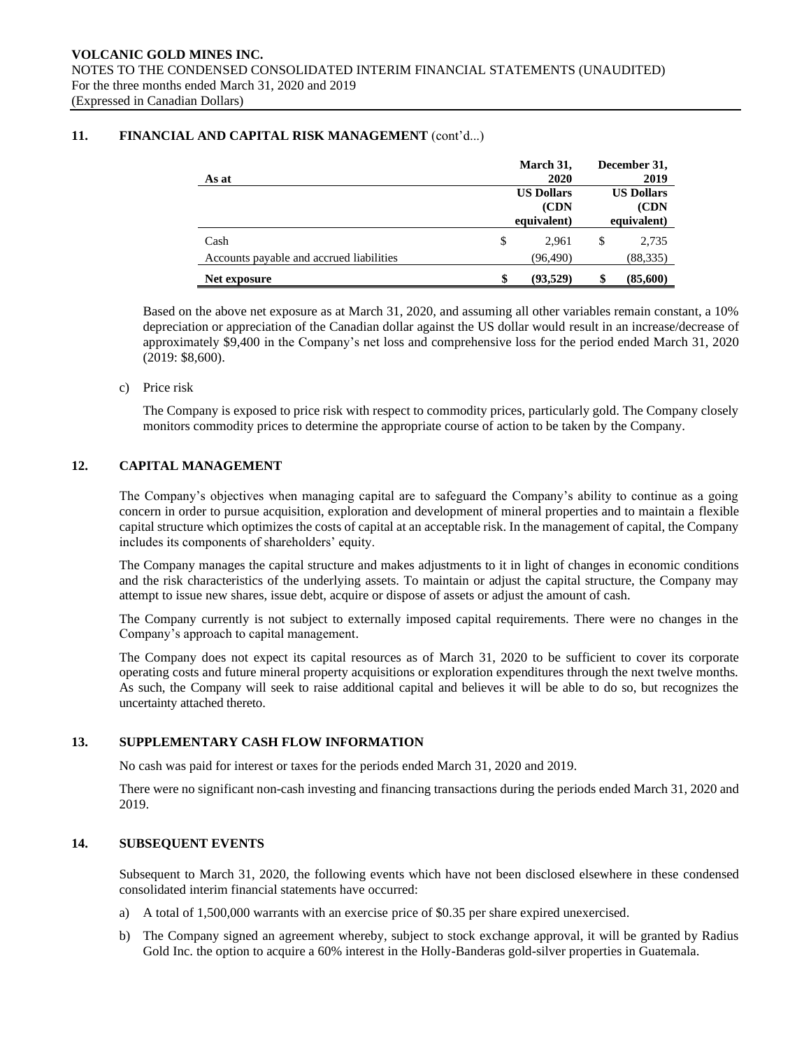## 11. FINANCIAL AND CAPITAL RISK MANAGEMENT (cont'd...)

| As at | | March 31, 2020 | | December 31, 2019 |
|---|---|---|---|---|
| | | US Dollars (CDN equivalent) | | US Dollars (CDN equivalent) |
| Cash | $ | 2,961 | $ | 2,735 |
| Accounts payable and accrued liabilities | | (96,490) | | (88,335) |
| **Net exposure** | **$** | **(93,529)** | **$** | **(85,600)** |

Based on the above net exposure as at March 31, 2020, and assuming all other variables remain constant, a 10% depreciation or appreciation of the Canadian dollar against the US dollar would result in an increase/decrease of approximately $9,400 in the Company's net loss and comprehensive loss for the period ended March 31, 2020 (2019: $8,600).

c) Price risk

The Company is exposed to price risk with respect to commodity prices, particularly gold. The Company closely monitors commodity prices to determine the appropriate course of action to be taken by the Company.

## 12. CAPITAL MANAGEMENT

The Company's objectives when managing capital are to safeguard the Company's ability to continue as a going concern in order to pursue acquisition, exploration and development of mineral properties and to maintain a flexible capital structure which optimizes the costs of capital at an acceptable risk. In the management of capital, the Company includes its components of shareholders' equity.

The Company manages the capital structure and makes adjustments to it in light of changes in economic conditions and the risk characteristics of the underlying assets. To maintain or adjust the capital structure, the Company may attempt to issue new shares, issue debt, acquire or dispose of assets or adjust the amount of cash.

The Company currently is not subject to externally imposed capital requirements. There were no changes in the Company's approach to capital management.

The Company does not expect its capital resources as of March 31, 2020 to be sufficient to cover its corporate operating costs and future mineral property acquisitions or exploration expenditures through the next twelve months. As such, the Company will seek to raise additional capital and believes it will be able to do so, but recognizes the uncertainty attached thereto.

## 13. SUPPLEMENTARY CASH FLOW INFORMATION

No cash was paid for interest or taxes for the periods ended March 31, 2020 and 2019.

There were no significant non-cash investing and financing transactions during the periods ended March 31, 2020 and 2019.

## 14. SUBSEQUENT EVENTS

Subsequent to March 31, 2020, the following events which have not been disclosed elsewhere in these condensed consolidated interim financial statements have occurred:

a) A total of 1,500,000 warrants with an exercise price of $0.35 per share expired unexercised.

b) The Company signed an agreement whereby, subject to stock exchange approval, it will be granted by Radius Gold Inc. the option to acquire a 60% interest in the Holly-Banderas gold-silver properties in Guatemala.